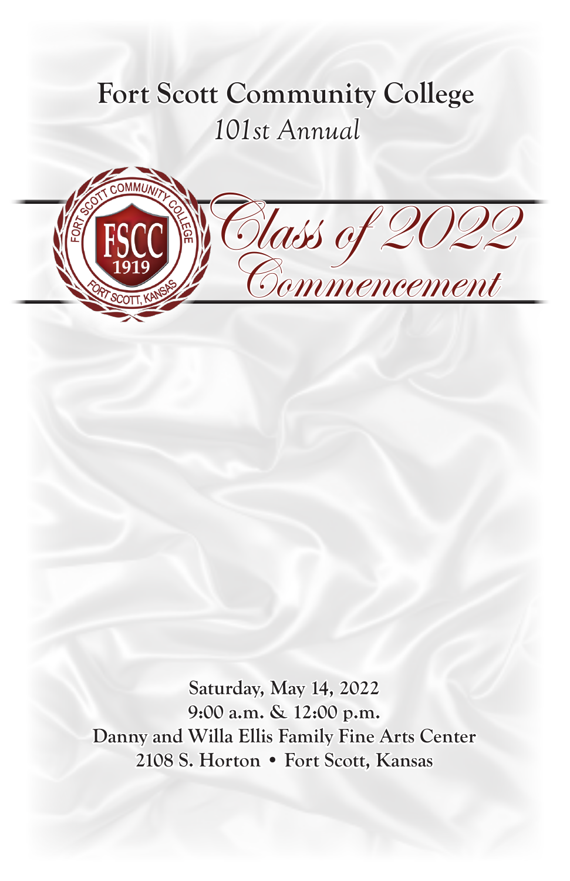# Fort Scott Community College

*101st Annual*

FORT SCOTT COMMUNITY COLLEGE
FSCC
1919
FORT SCOTT, KANSAS

## *Class of 2022 Commencement*

**Saturday, May 14, 2022**
**9:00 a.m. & 12:00 p.m.**
**Danny and Willa Ellis Family Fine Arts Center**
**2108 S. Horton • Fort Scott, Kansas**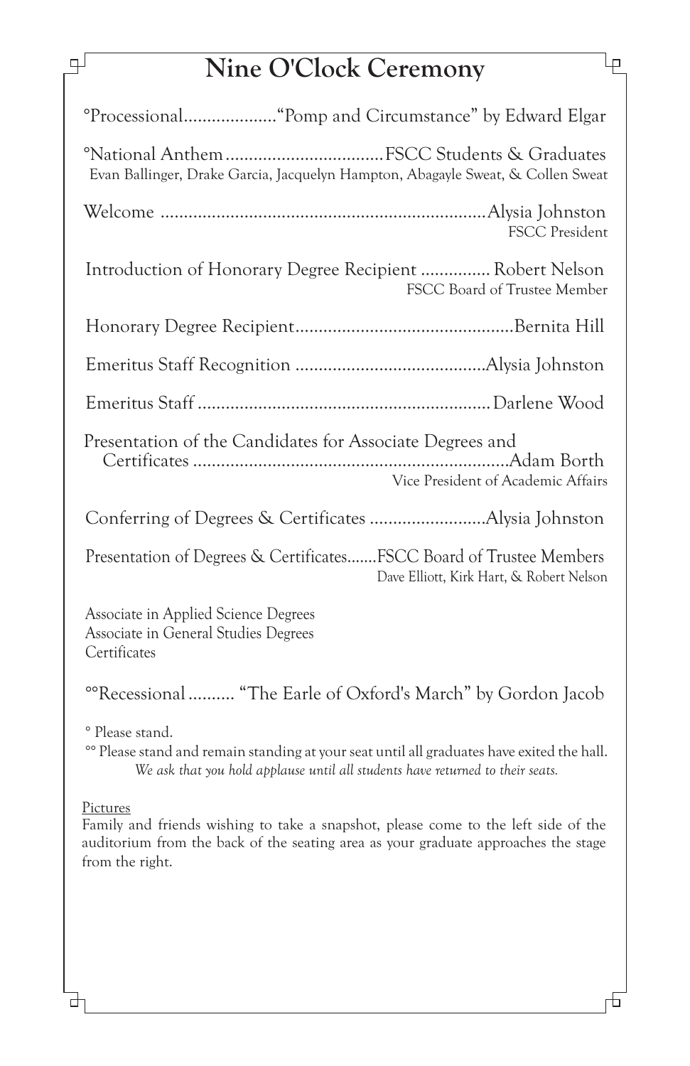# Nine O'Clock Ceremony

°Processional....................“Pomp and Circumstance” by Edward Elgar

°National Anthem..................................FSCC Students & Graduates
Evan Ballinger, Drake Garcia, Jacquelyn Hampton, Abagayle Sweat, & Collen Sweat

Welcome .....................................................................Alysia Johnston
FSCC President

Introduction of Honorary Degree Recipient ............... Robert Nelson
FSCC Board of Trustee Member

Honorary Degree Recipient...............................................Bernita Hill

Emeritus Staff Recognition .........................................Alysia Johnston

Emeritus Staff ...............................................................Darlene Wood

Presentation of the Candidates for Associate Degrees and Certificates ....................................................................Adam Borth
Vice President of Academic Affairs

Conferring of Degrees & Certificates .........................Alysia Johnston

Presentation of Degrees & Certificates.......FSCC Board of Trustee Members
Dave Elliott, Kirk Hart, & Robert Nelson

Associate in Applied Science Degrees
Associate in General Studies Degrees
Certificates

°°Recessional.......... “The Earle of Oxford's March” by Gordon Jacob

° Please stand.
°° Please stand and remain standing at your seat until all graduates have exited the hall.
*We ask that you hold applause until all students have returned to their seats.*

Pictures
Family and friends wishing to take a snapshot, please come to the left side of the auditorium from the back of the seating area as your graduate approaches the stage from the right.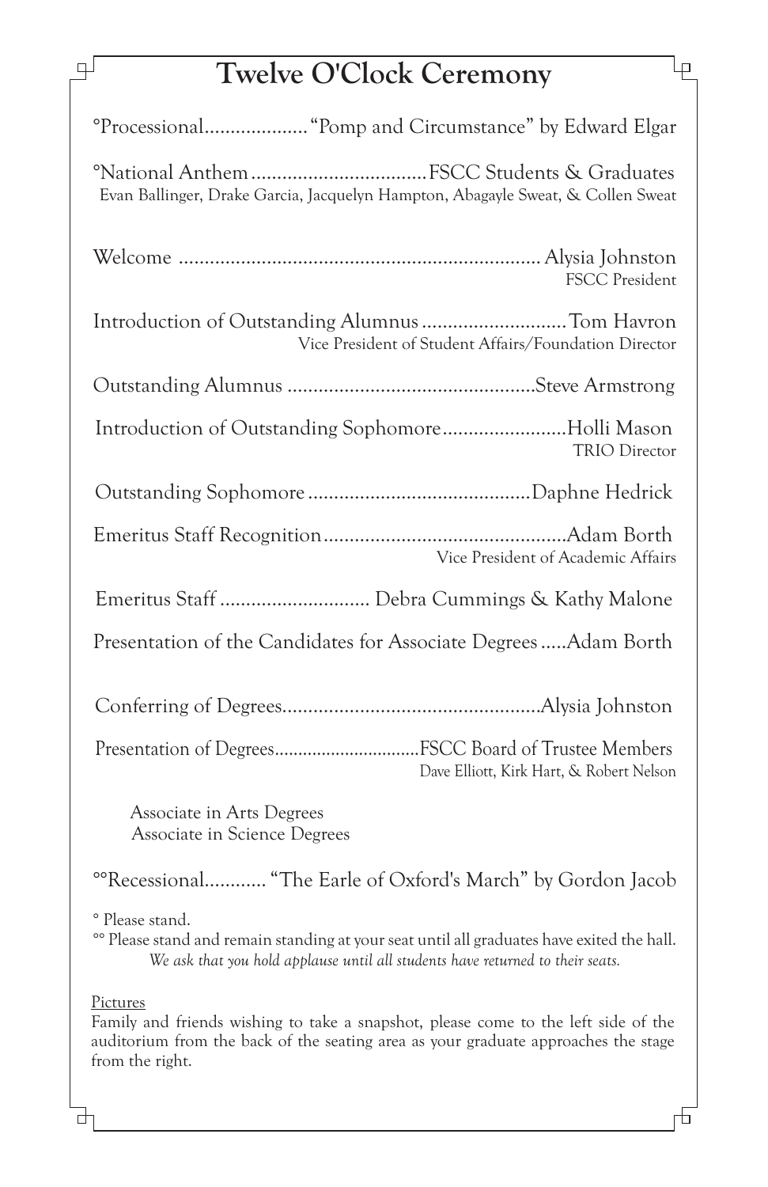# Twelve O'Clock Ceremony

°Processional.................... "Pomp and Circumstance" by Edward Elgar

°National Anthem.................................. FSCC Students & Graduates
Evan Ballinger, Drake Garcia, Jacquelyn Hampton, Abagayle Sweat, & Collen Sweat

Welcome ..................................................................... Alysia Johnston
FSCC President

Introduction of Outstanding Alumnus ............................ Tom Havron
Vice President of Student Affairs/Foundation Director

Outstanding Alumnus ................................................ Steve Armstrong

Introduction of Outstanding Sophomore........................ Holli Mason
TRIO Director

Outstanding Sophomore ........................................... Daphne Hedrick

Emeritus Staff Recognition............................................... Adam Borth
Vice President of Academic Affairs

Emeritus Staff ............................ Debra Cummings & Kathy Malone

Presentation of the Candidates for Associate Degrees ..... Adam Borth

Conferring of Degrees.................................................. Alysia Johnston

Presentation of Degrees............................... FSCC Board of Trustee Members
Dave Elliott, Kirk Hart, & Robert Nelson

Associate in Arts Degrees
Associate in Science Degrees

°°Recessional............ "The Earle of Oxford's March" by Gordon Jacob

° Please stand.
°° Please stand and remain standing at your seat until all graduates have exited the hall.
*We ask that you hold applause until all students have returned to their seats.*

Pictures
Family and friends wishing to take a snapshot, please come to the left side of the auditorium from the back of the seating area as your graduate approaches the stage from the right.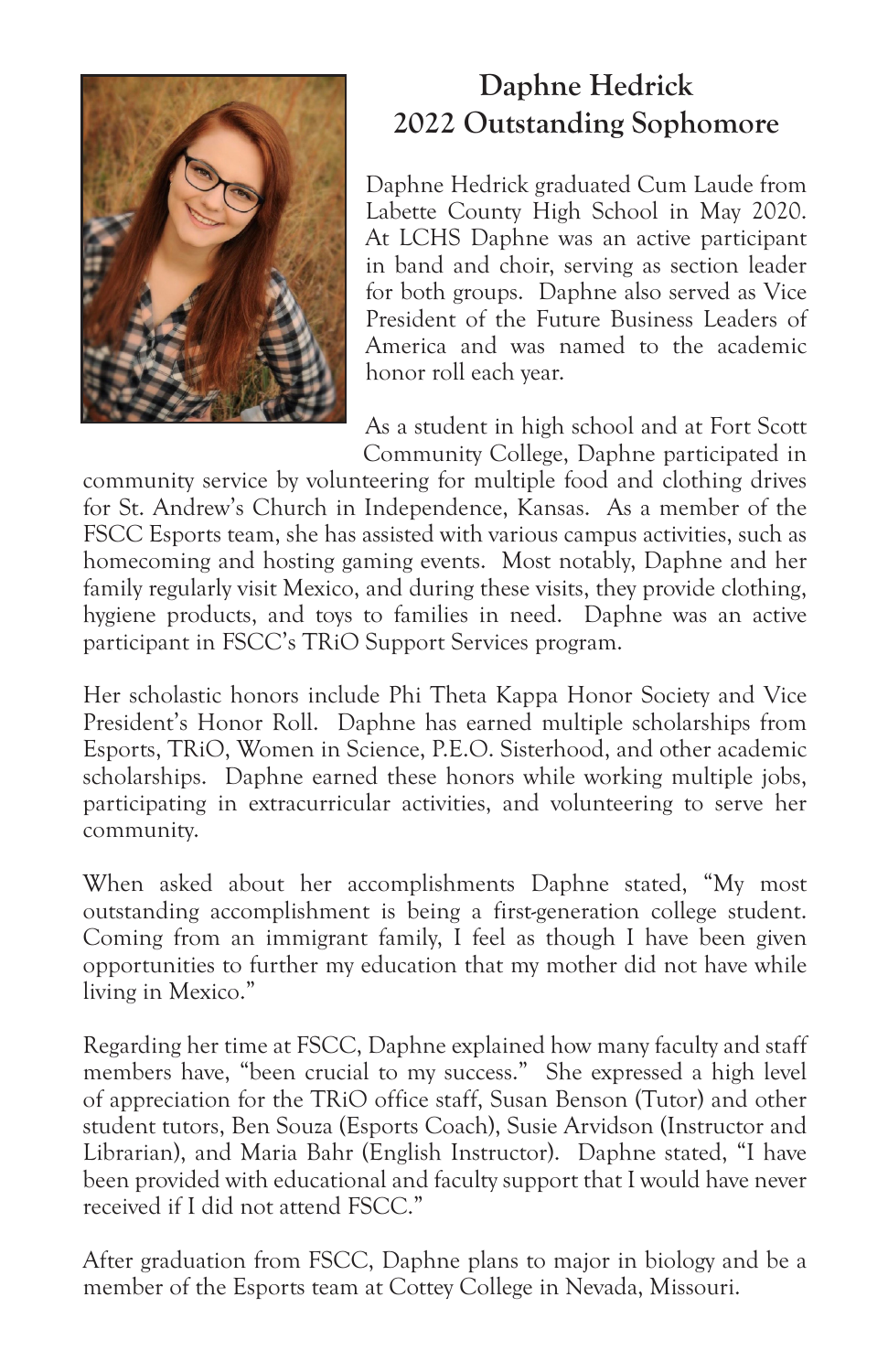# Daphne Hedrick
## 2022 Outstanding Sophomore

Daphne Hedrick graduated Cum Laude from Labette County High School in May 2020. At LCHS Daphne was an active participant in band and choir, serving as section leader for both groups. Daphne also served as Vice President of the Future Business Leaders of America and was named to the academic honor roll each year.

As a student in high school and at Fort Scott Community College, Daphne participated in community service by volunteering for multiple food and clothing drives for St. Andrew's Church in Independence, Kansas. As a member of the FSCC Esports team, she has assisted with various campus activities, such as homecoming and hosting gaming events. Most notably, Daphne and her family regularly visit Mexico, and during these visits, they provide clothing, hygiene products, and toys to families in need. Daphne was an active participant in FSCC's TRiO Support Services program.

Her scholastic honors include Phi Theta Kappa Honor Society and Vice President's Honor Roll. Daphne has earned multiple scholarships from Esports, TRiO, Women in Science, P.E.O. Sisterhood, and other academic scholarships. Daphne earned these honors while working multiple jobs, participating in extracurricular activities, and volunteering to serve her community.

When asked about her accomplishments Daphne stated, "My most outstanding accomplishment is being a first-generation college student. Coming from an immigrant family, I feel as though I have been given opportunities to further my education that my mother did not have while living in Mexico."

Regarding her time at FSCC, Daphne explained how many faculty and staff members have, "been crucial to my success." She expressed a high level of appreciation for the TRiO office staff, Susan Benson (Tutor) and other student tutors, Ben Souza (Esports Coach), Susie Arvidson (Instructor and Librarian), and Maria Bahr (English Instructor). Daphne stated, "I have been provided with educational and faculty support that I would have never received if I did not attend FSCC."

After graduation from FSCC, Daphne plans to major in biology and be a member of the Esports team at Cottey College in Nevada, Missouri.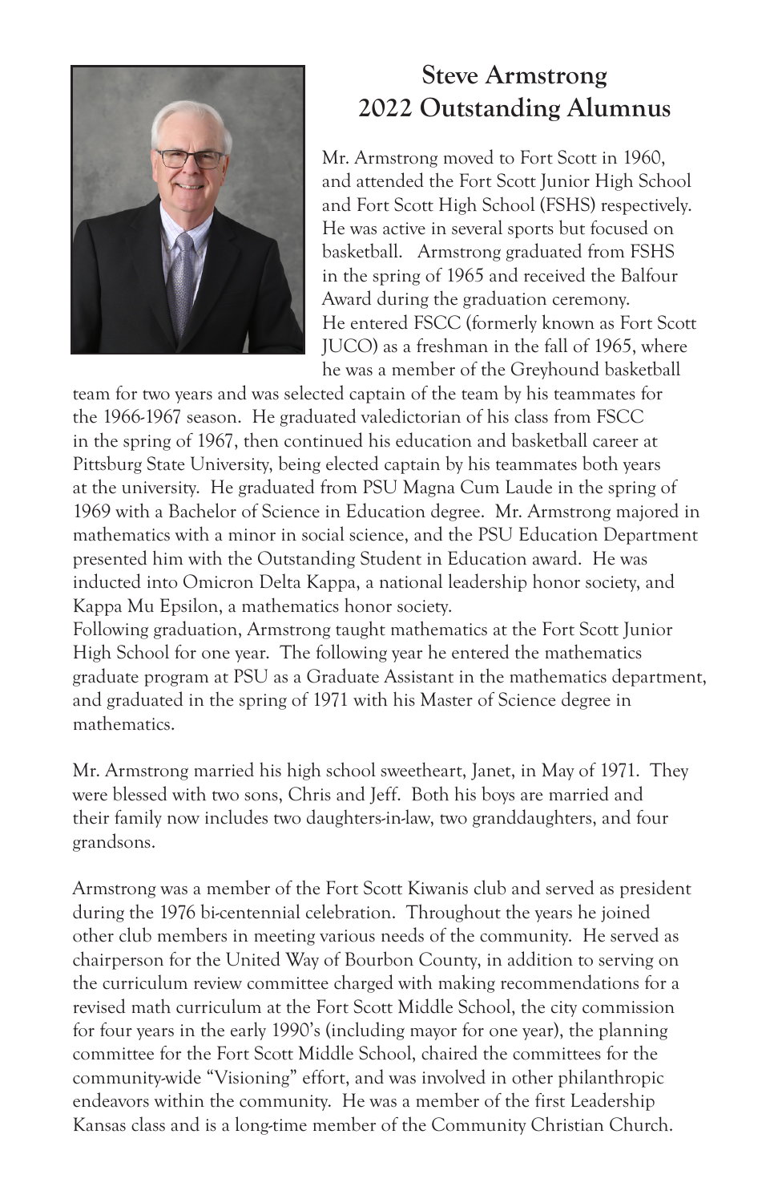# Steve Armstrong
## 2022 Outstanding Alumnus

Mr. Armstrong moved to Fort Scott in 1960, and attended the Fort Scott Junior High School and Fort Scott High School (FSHS) respectively. He was active in several sports but focused on basketball. Armstrong graduated from FSHS in the spring of 1965 and received the Balfour Award during the graduation ceremony.
He entered FSCC (formerly known as Fort Scott JUCO) as a freshman in the fall of 1965, where he was a member of the Greyhound basketball team for two years and was selected captain of the team by his teammates for the 1966-1967 season. He graduated valedictorian of his class from FSCC in the spring of 1967, then continued his education and basketball career at Pittsburg State University, being elected captain by his teammates both years at the university. He graduated from PSU Magna Cum Laude in the spring of 1969 with a Bachelor of Science in Education degree. Mr. Armstrong majored in mathematics with a minor in social science, and the PSU Education Department presented him with the Outstanding Student in Education award. He was inducted into Omicron Delta Kappa, a national leadership honor society, and Kappa Mu Epsilon, a mathematics honor society.
Following graduation, Armstrong taught mathematics at the Fort Scott Junior High School for one year. The following year he entered the mathematics graduate program at PSU as a Graduate Assistant in the mathematics department, and graduated in the spring of 1971 with his Master of Science degree in mathematics.

Mr. Armstrong married his high school sweetheart, Janet, in May of 1971. They were blessed with two sons, Chris and Jeff. Both his boys are married and their family now includes two daughters-in-law, two granddaughters, and four grandsons.

Armstrong was a member of the Fort Scott Kiwanis club and served as president during the 1976 bi-centennial celebration. Throughout the years he joined other club members in meeting various needs of the community. He served as chairperson for the United Way of Bourbon County, in addition to serving on the curriculum review committee charged with making recommendations for a revised math curriculum at the Fort Scott Middle School, the city commission for four years in the early 1990's (including mayor for one year), the planning committee for the Fort Scott Middle School, chaired the committees for the community-wide "Visioning" effort, and was involved in other philanthropic endeavors within the community. He was a member of the first Leadership Kansas class and is a long-time member of the Community Christian Church.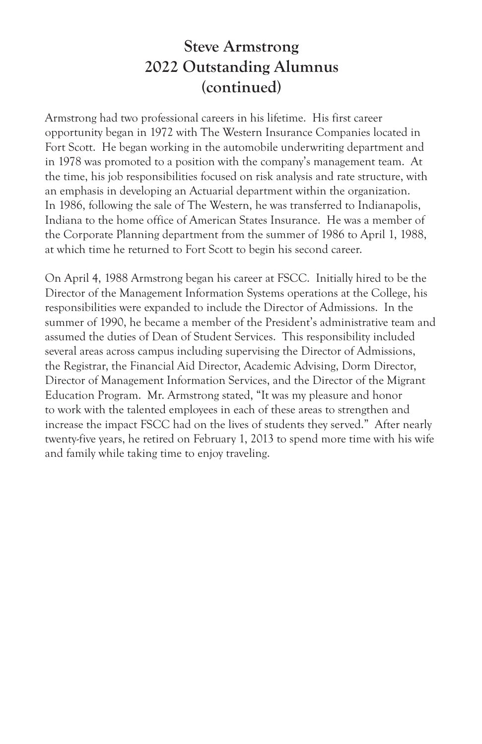# Steve Armstrong
# 2022 Outstanding Alumnus
# (continued)

Armstrong had two professional careers in his lifetime. His first career opportunity began in 1972 with The Western Insurance Companies located in Fort Scott. He began working in the automobile underwriting department and in 1978 was promoted to a position with the company's management team. At the time, his job responsibilities focused on risk analysis and rate structure, with an emphasis in developing an Actuarial department within the organization. In 1986, following the sale of The Western, he was transferred to Indianapolis, Indiana to the home office of American States Insurance. He was a member of the Corporate Planning department from the summer of 1986 to April 1, 1988, at which time he returned to Fort Scott to begin his second career.

On April 4, 1988 Armstrong began his career at FSCC. Initially hired to be the Director of the Management Information Systems operations at the College, his responsibilities were expanded to include the Director of Admissions. In the summer of 1990, he became a member of the President's administrative team and assumed the duties of Dean of Student Services. This responsibility included several areas across campus including supervising the Director of Admissions, the Registrar, the Financial Aid Director, Academic Advising, Dorm Director, Director of Management Information Services, and the Director of the Migrant Education Program. Mr. Armstrong stated, "It was my pleasure and honor to work with the talented employees in each of these areas to strengthen and increase the impact FSCC had on the lives of students they served." After nearly twenty-five years, he retired on February 1, 2013 to spend more time with his wife and family while taking time to enjoy traveling.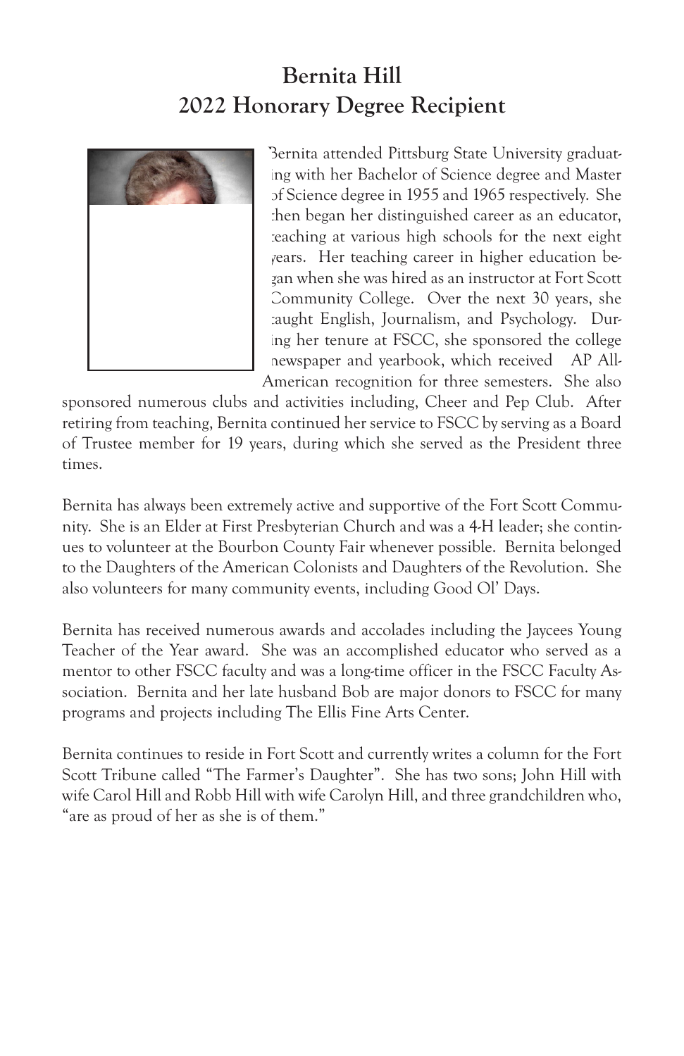# Bernita Hill
## 2022 Honorary Degree Recipient

Bernita attended Pittsburg State University graduating with her Bachelor of Science degree and Master of Science degree in 1955 and 1965 respectively. She then began her distinguished career as an educator, teaching at various high schools for the next eight years. Her teaching career in higher education began when she was hired as an instructor at Fort Scott Community College. Over the next 30 years, she taught English, Journalism, and Psychology. During her tenure at FSCC, she sponsored the college newspaper and yearbook, which received AP All-American recognition for three semesters. She also sponsored numerous clubs and activities including, Cheer and Pep Club. After retiring from teaching, Bernita continued her service to FSCC by serving as a Board of Trustee member for 19 years, during which she served as the President three times.

Bernita has always been extremely active and supportive of the Fort Scott Community. She is an Elder at First Presbyterian Church and was a 4-H leader; she continues to volunteer at the Bourbon County Fair whenever possible. Bernita belonged to the Daughters of the American Colonists and Daughters of the Revolution. She also volunteers for many community events, including Good Ol' Days.

Bernita has received numerous awards and accolades including the Jaycees Young Teacher of the Year award. She was an accomplished educator who served as a mentor to other FSCC faculty and was a long-time officer in the FSCC Faculty Association. Bernita and her late husband Bob are major donors to FSCC for many programs and projects including The Ellis Fine Arts Center.

Bernita continues to reside in Fort Scott and currently writes a column for the Fort Scott Tribune called "The Farmer's Daughter". She has two sons; John Hill with wife Carol Hill and Robb Hill with wife Carolyn Hill, and three grandchildren who, "are as proud of her as she is of them."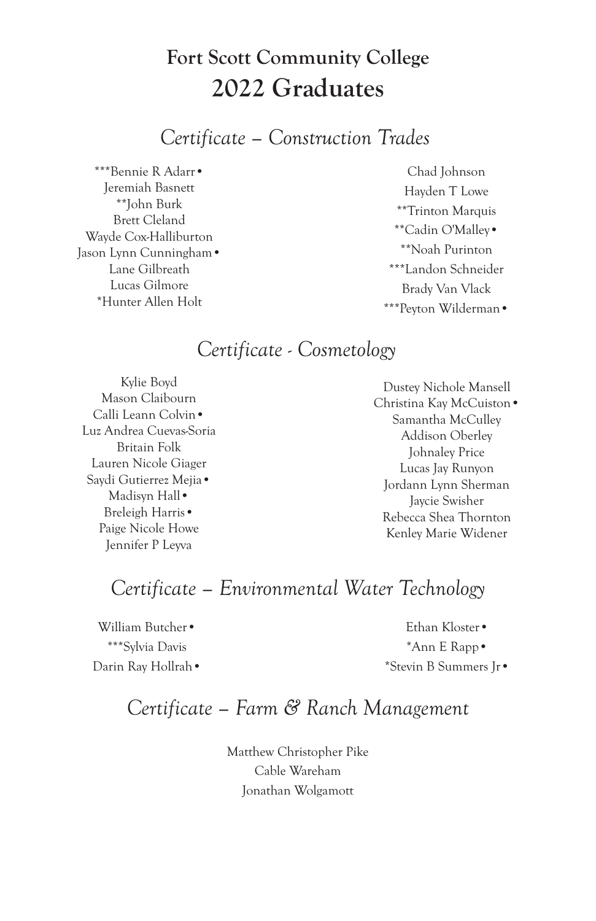# Fort Scott Community College
# 2022 Graduates

## *Certificate – Construction Trades*

***Bennie R Adarr •
Jeremiah Basnett
**John Burk
Brett Cleland
Wayde Cox-Halliburton
Jason Lynn Cunningham •
Lane Gilbreath
Lucas Gilmore
*Hunter Allen Holt
Chad Johnson
Hayden T Lowe
**Trinton Marquis
**Cadin O'Malley •
**Noah Purinton
***Landon Schneider
Brady Van Vlack
***Peyton Wilderman •

## *Certificate - Cosmetology*

Kylie Boyd
Mason Claibourn
Calli Leann Colvin •
Luz Andrea Cuevas-Soria
Britain Folk
Lauren Nicole Giager
Saydi Gutierrez Mejia •
Madisyn Hall •
Breleigh Harris •
Paige Nicole Howe
Jennifer P Leyva
Dustey Nichole Mansell
Christina Kay McCuiston •
Samantha McCulley
Addison Oberley
Johnaley Price
Lucas Jay Runyon
Jordann Lynn Sherman
Jaycie Swisher
Rebecca Shea Thornton
Kenley Marie Widener

## *Certificate – Environmental Water Technology*

William Butcher •
***Sylvia Davis
Darin Ray Hollrah •
Ethan Kloster •
*Ann E Rapp •
*Stevin B Summers Jr •

## *Certificate – Farm & Ranch Management*

Matthew Christopher Pike
Cable Wareham
Jonathan Wolgamott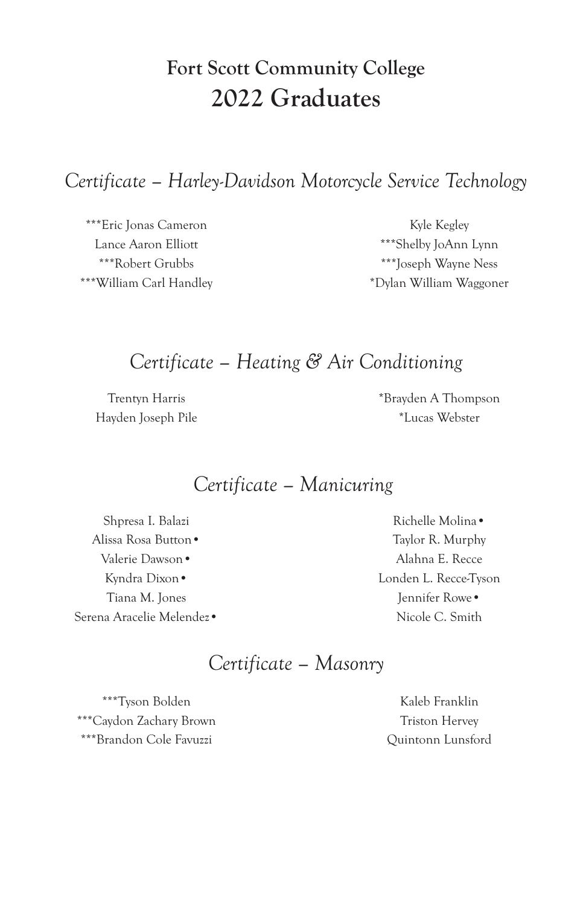# Fort Scott Community College
# 2022 Graduates

## *Certificate – Harley-Davidson Motorcycle Service Technology*

***Eric Jonas Cameron
Lance Aaron Elliott
***Robert Grubbs
***William Carl Handley
Kyle Kegley
***Shelby JoAnn Lynn
***Joseph Wayne Ness
*Dylan William Waggoner

## *Certificate – Heating & Air Conditioning*

Trentyn Harris
Hayden Joseph Pile
*Brayden A Thompson
*Lucas Webster

## *Certificate – Manicuring*

Shpresa I. Balazi
Alissa Rosa Button •
Valerie Dawson •
Kyndra Dixon •
Tiana M. Jones
Serena Aracelie Melendez •
Richelle Molina •
Taylor R. Murphy
Alahna E. Recce
Londen L. Recce-Tyson
Jennifer Rowe •
Nicole C. Smith

## *Certificate – Masonry*

***Tyson Bolden
***Caydon Zachary Brown
***Brandon Cole Favuzzi
Kaleb Franklin
Triston Hervey
Quintonn Lunsford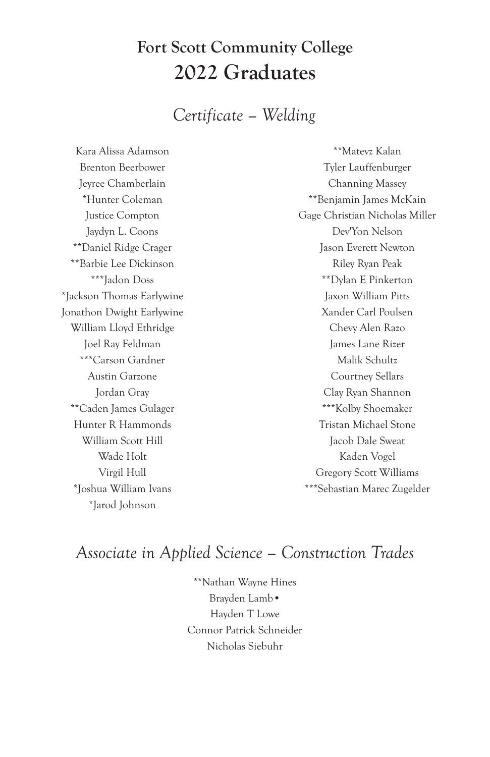# Fort Scott Community College

# 2022 Graduates

## *Certificate – Welding*

Kara Alissa Adamson
Brenton Beerbower
Jeyree Chamberlain
*Hunter Coleman
Justice Compton
Jaydyn L. Coons
**Daniel Ridge Crager
**Barbie Lee Dickinson
***Jadon Doss
*Jackson Thomas Earlywine
Jonathon Dwight Earlywine
William Lloyd Ethridge
Joel Ray Feldman
***Carson Gardner
Austin Garzone
Jordan Gray
**Caden James Gulager
Hunter R Hammonds
William Scott Hill
Wade Holt
Virgil Hull
*Joshua William Ivans
*Jarod Johnson
**Matevz Kalan
Tyler Lauffenburger
Channing Massey
**Benjamin James McKain
Gage Christian Nicholas Miller
Dev'Yon Nelson
Jason Everett Newton
Riley Ryan Peak
**Dylan E Pinkerton
Jaxon William Pitts
Xander Carl Poulsen
Chevy Alen Razo
James Lane Rizer
Malik Schultz
Courtney Sellars
Clay Ryan Shannon
***Kolby Shoemaker
Tristan Michael Stone
Jacob Dale Sweat
Kaden Vogel
Gregory Scott Williams
***Sebastian Marec Zugelder

## *Associate in Applied Science – Construction Trades*

**Nathan Wayne Hines
Brayden Lamb •
Hayden T Lowe
Connor Patrick Schneider
Nicholas Siebuhr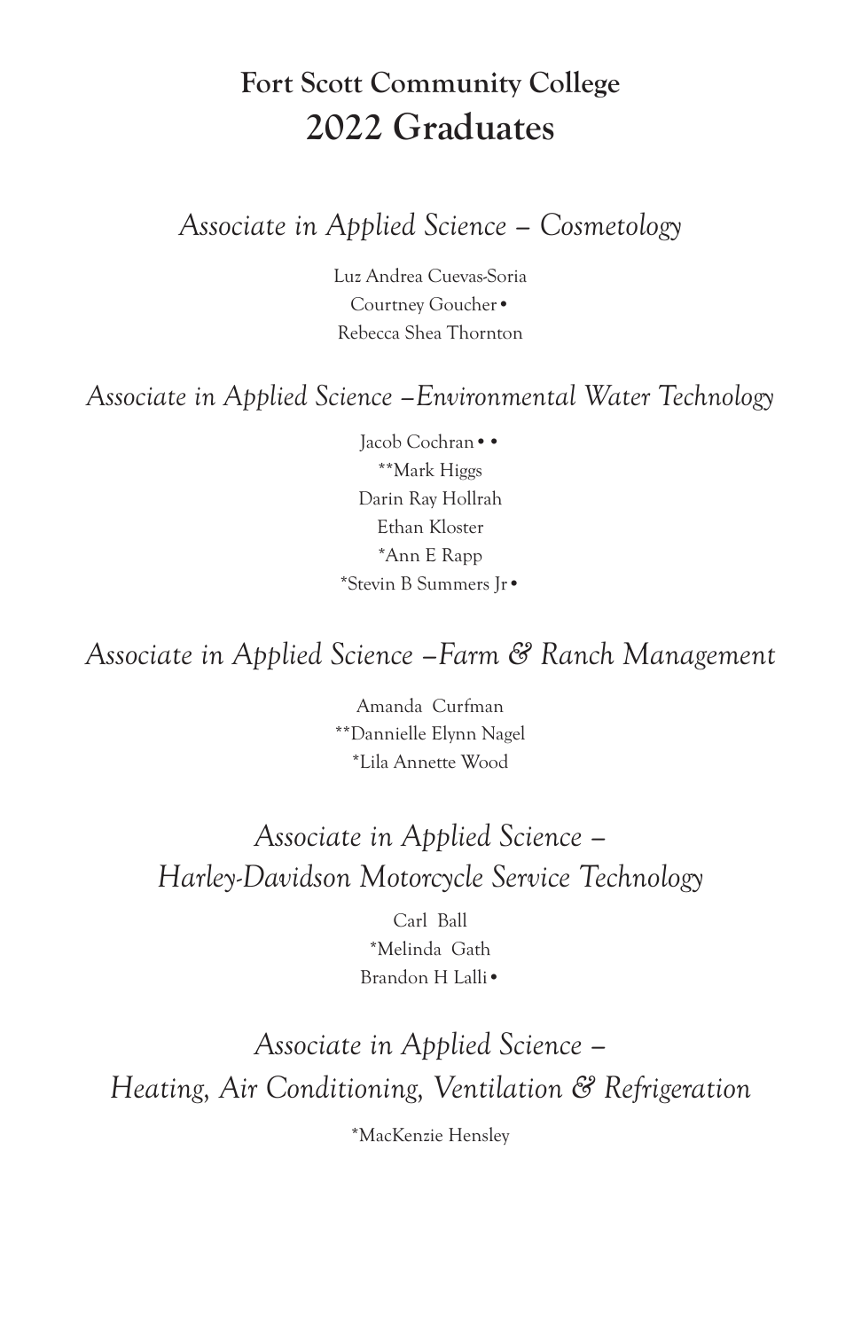## Fort Scott Community College
# 2022 Graduates

### *Associate in Applied Science – Cosmetology*

Luz Andrea Cuevas-Soria  
Courtney Goucher •  
Rebecca Shea Thornton

### *Associate in Applied Science –Environmental Water Technology*

Jacob Cochran • •  
**Mark Higgs  
Darin Ray Hollrah  
Ethan Kloster  
*Ann E Rapp  
*Stevin B Summers Jr •

### *Associate in Applied Science –Farm & Ranch Management*

Amanda Curfman  
**Dannielle Elynn Nagel  
*Lila Annette Wood

### *Associate in Applied Science – Harley-Davidson Motorcycle Service Technology*

Carl Ball  
*Melinda Gath  
Brandon H Lalli •

### *Associate in Applied Science – Heating, Air Conditioning, Ventilation & Refrigeration*

*MacKenzie Hensley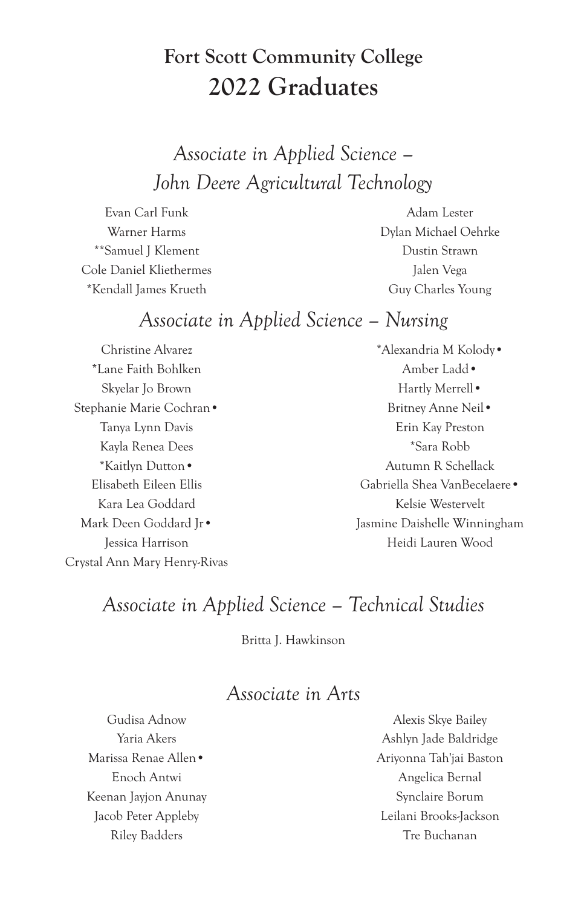# Fort Scott Community College
# 2022 Graduates

## *Associate in Applied Science – John Deere Agricultural Technology*

Evan Carl Funk
Warner Harms
**Samuel J Klement
Cole Daniel Kliethermes
*Kendall James Krueth
Adam Lester
Dylan Michael Oehrke
Dustin Strawn
Jalen Vega
Guy Charles Young

## *Associate in Applied Science – Nursing*

Christine Alvarez
*Lane Faith Bohlken
Skyelar Jo Brown
Stephanie Marie Cochran •
Tanya Lynn Davis
Kayla Renea Dees
*Kaitlyn Dutton •
Elisabeth Eileen Ellis
Kara Lea Goddard
Mark Deen Goddard Jr •
Jessica Harrison
Crystal Ann Mary Henry-Rivas
*Alexandria M Kolody •
Amber Ladd •
Hartly Merrell •
Britney Anne Neil •
Erin Kay Preston
*Sara Robb
Autumn R Schellack
Gabriella Shea VanBecelaere •
Kelsie Westervelt
Jasmine Daishelle Winningham
Heidi Lauren Wood

## *Associate in Applied Science – Technical Studies*

Britta J. Hawkinson

## *Associate in Arts*

Gudisa Adnow
Yaria Akers
Marissa Renae Allen •
Enoch Antwi
Keenan Jayjon Anunay
Jacob Peter Appleby
Riley Badders
Alexis Skye Bailey
Ashlyn Jade Baldridge
Ariyonna Tah'jai Baston
Angelica Bernal
Synclaire Borum
Leilani Brooks-Jackson
Tre Buchanan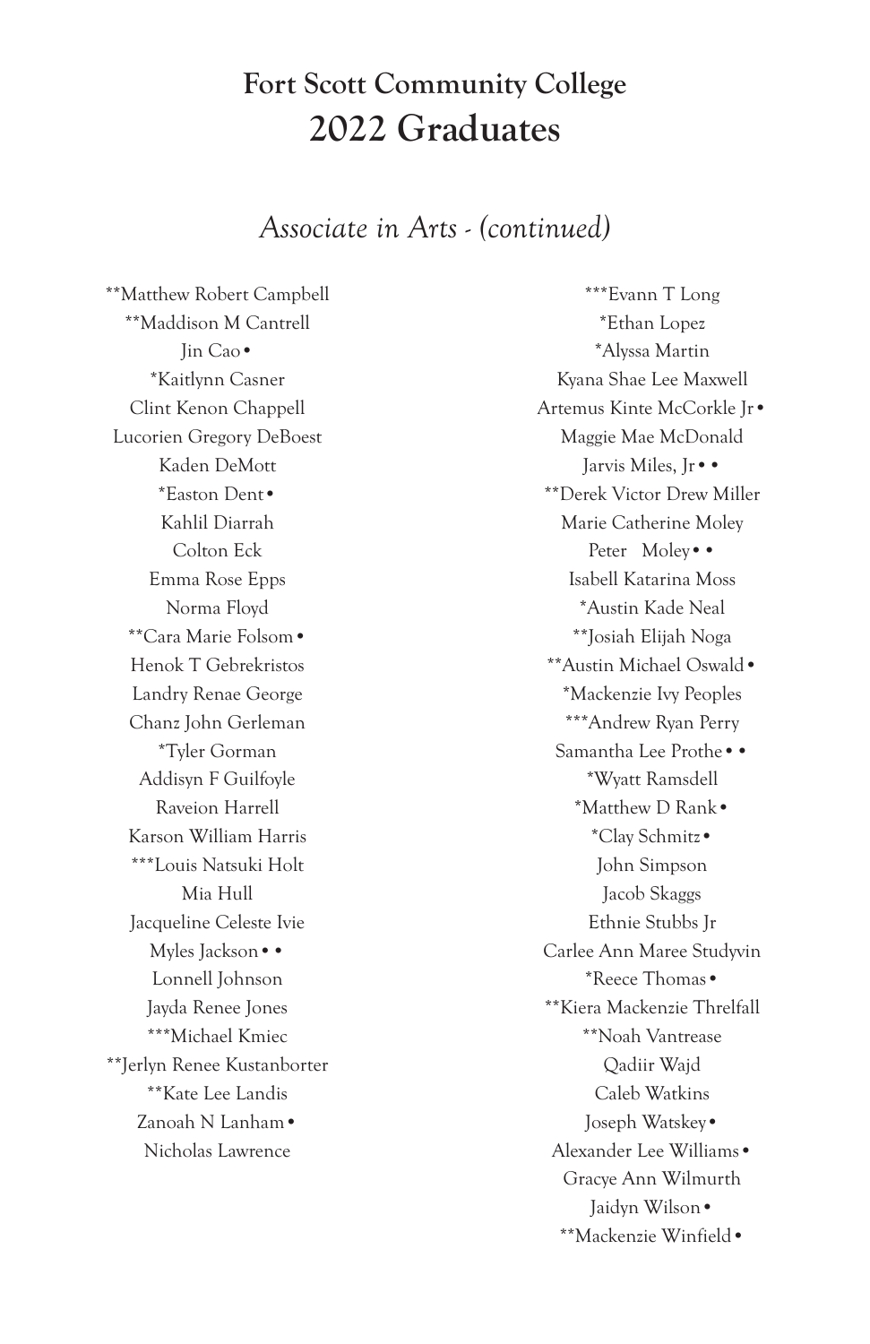# Fort Scott Community College
# 2022 Graduates

## *Associate in Arts - (continued)*

**Matthew Robert Campbell
**Maddison M Cantrell
Jin Cao •
*Kaitlynn Casner
Clint Kenon Chappell
Lucorien Gregory DeBoest
Kaden DeMott
*Easton Dent •
Kahlil Diarrah
Colton Eck
Emma Rose Epps
Norma Floyd
**Cara Marie Folsom •
Henok T Gebrekristos
Landry Renae George
Chanz John Gerleman
*Tyler Gorman
Addisyn F Guilfoyle
Raveion Harrell
Karson William Harris
***Louis Natsuki Holt
Mia Hull
Jacqueline Celeste Ivie
Myles Jackson • •
Lonnell Johnson
Jayda Renee Jones
***Michael Kmiec
**Jerlyn Renee Kustanborter
**Kate Lee Landis
Zanoah N Lanham •
Nicholas Lawrence
***Evann T Long
*Ethan Lopez
*Alyssa Martin
Kyana Shae Lee Maxwell
Artemus Kinte McCorkle Jr •
Maggie Mae McDonald
Jarvis Miles, Jr • •
**Derek Victor Drew Miller
Marie Catherine Moley
Peter Moley • •
Isabell Katarina Moss
*Austin Kade Neal
**Josiah Elijah Noga
**Austin Michael Oswald •
*Mackenzie Ivy Peoples
***Andrew Ryan Perry
Samantha Lee Prothe • •
*Wyatt Ramsdell
*Matthew D Rank •
*Clay Schmitz •
John Simpson
Jacob Skaggs
Ethnie Stubbs Jr
Carlee Ann Maree Studyvin
*Reece Thomas •
**Kiera Mackenzie Threlfall
**Noah Vantrease
Qadiir Wajd
Caleb Watkins
Joseph Watskey •
Alexander Lee Williams •
Gracye Ann Wilmurth
Jaidyn Wilson •
**Mackenzie Winfield •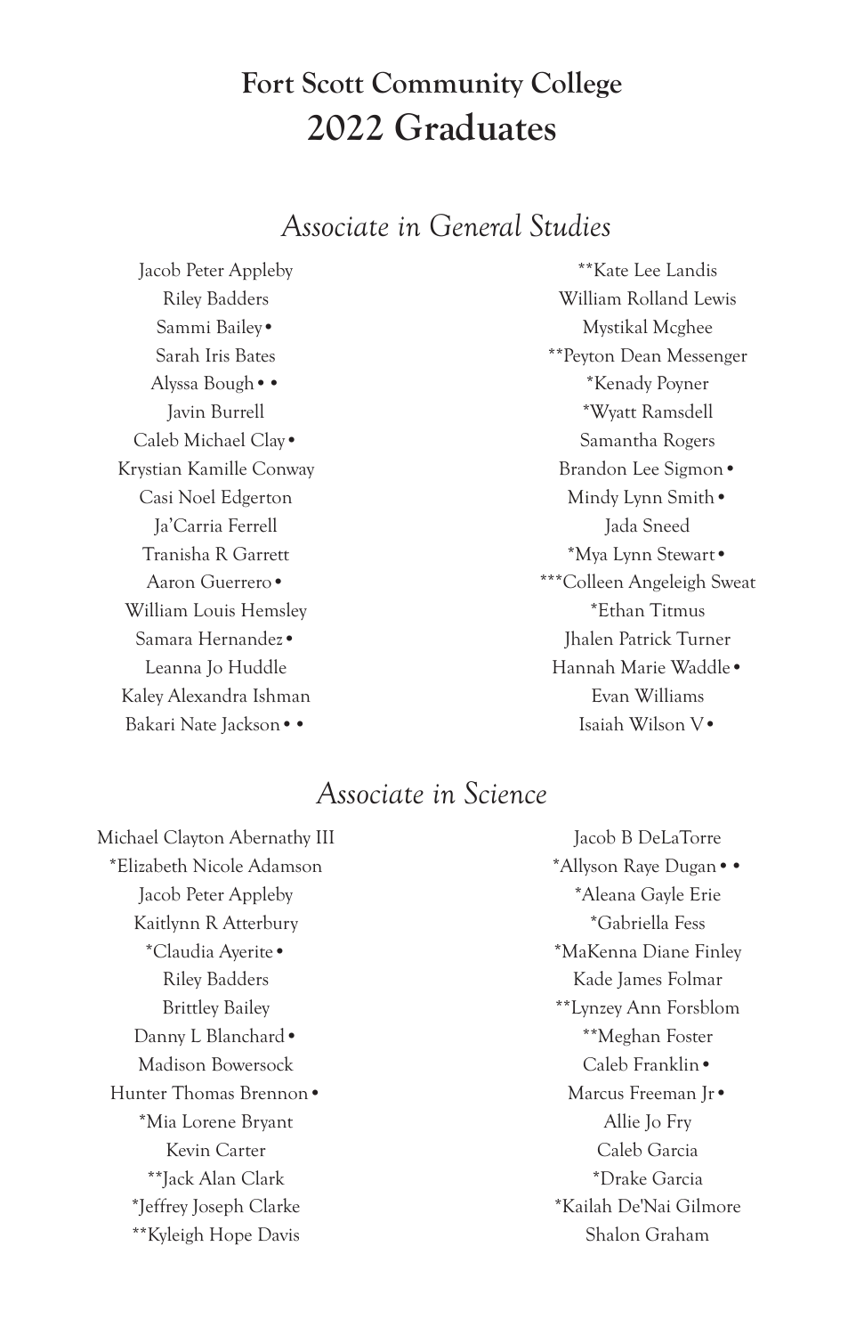# Fort Scott Community College
# 2022 Graduates

## *Associate in General Studies*

Jacob Peter Appleby
Riley Badders
Sammi Bailey •
Sarah Iris Bates
Alyssa Bough • •
Javin Burrell
Caleb Michael Clay •
Krystian Kamille Conway
Casi Noel Edgerton
Ja'Carria Ferrell
Tranisha R Garrett
Aaron Guerrero •
William Louis Hemsley
Samara Hernandez •
Leanna Jo Huddle
Kaley Alexandra Ishman
Bakari Nate Jackson • •
**Kate Lee Landis
William Rolland Lewis
Mystikal Mcghee
**Peyton Dean Messenger
*Kenady Poyner
*Wyatt Ramsdell
Samantha Rogers
Brandon Lee Sigmon •
Mindy Lynn Smith •
Jada Sneed
*Mya Lynn Stewart •
***Colleen Angeleigh Sweat
*Ethan Titmus
Jhalen Patrick Turner
Hannah Marie Waddle •
Evan Williams
Isaiah Wilson V •

## *Associate in Science*

Michael Clayton Abernathy III
*Elizabeth Nicole Adamson
Jacob Peter Appleby
Kaitlynn R Atterbury
*Claudia Ayerite •
Riley Badders
Brittley Bailey
Danny L Blanchard •
Madison Bowersock
Hunter Thomas Brennon •
*Mia Lorene Bryant
Kevin Carter
**Jack Alan Clark
*Jeffrey Joseph Clarke
**Kyleigh Hope Davis
Jacob B DeLaTorre
*Allyson Raye Dugan • •
*Aleana Gayle Erie
*Gabriella Fess
*MaKenna Diane Finley
Kade James Folmar
**Lynzey Ann Forsblom
**Meghan Foster
Caleb Franklin •
Marcus Freeman Jr •
Allie Jo Fry
Caleb Garcia
*Drake Garcia
*Kailah De'Nai Gilmore
Shalon Graham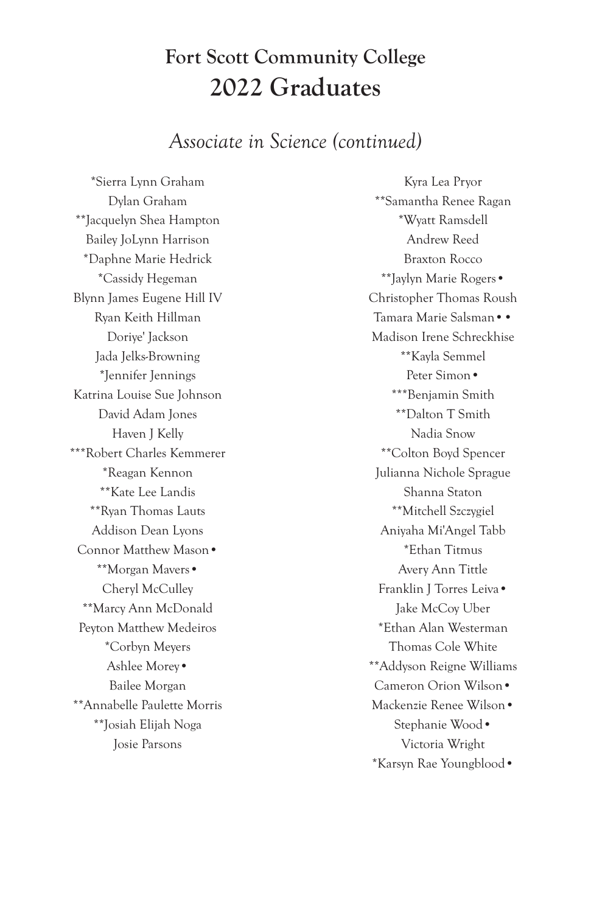# Fort Scott Community College
# 2022 Graduates

## *Associate in Science (continued)*

*Sierra Lynn Graham
Dylan Graham
**Jacquelyn Shea Hampton
Bailey JoLynn Harrison
*Daphne Marie Hedrick
*Cassidy Hegeman
Blynn James Eugene Hill IV
Ryan Keith Hillman
Doriye' Jackson
Jada Jelks-Browning
*Jennifer Jennings
Katrina Louise Sue Johnson
David Adam Jones
Haven J Kelly
***Robert Charles Kemmerer
*Reagan Kennon
**Kate Lee Landis
**Ryan Thomas Lauts
Addison Dean Lyons
Connor Matthew Mason •
**Morgan Mavers •
Cheryl McCulley
**Marcy Ann McDonald
Peyton Matthew Medeiros
*Corbyn Meyers
Ashlee Morey •
Bailee Morgan
**Annabelle Paulette Morris
**Josiah Elijah Noga
Josie Parsons
Kyra Lea Pryor
**Samantha Renee Ragan
*Wyatt Ramsdell
Andrew Reed
Braxton Rocco
**Jaylyn Marie Rogers •
Christopher Thomas Roush
Tamara Marie Salsman • •
Madison Irene Schreckhise
**Kayla Semmel
Peter Simon •
***Benjamin Smith
**Dalton T Smith
Nadia Snow
**Colton Boyd Spencer
Julianna Nichole Sprague
Shanna Staton
**Mitchell Szczygiel
Aniyaha Mi'Angel Tabb
*Ethan Titmus
Avery Ann Tittle
Franklin J Torres Leiva •
Jake McCoy Uber
*Ethan Alan Westerman
Thomas Cole White
**Addyson Reigne Williams
Cameron Orion Wilson •
Mackenzie Renee Wilson •
Stephanie Wood •
Victoria Wright
*Karsyn Rae Youngblood •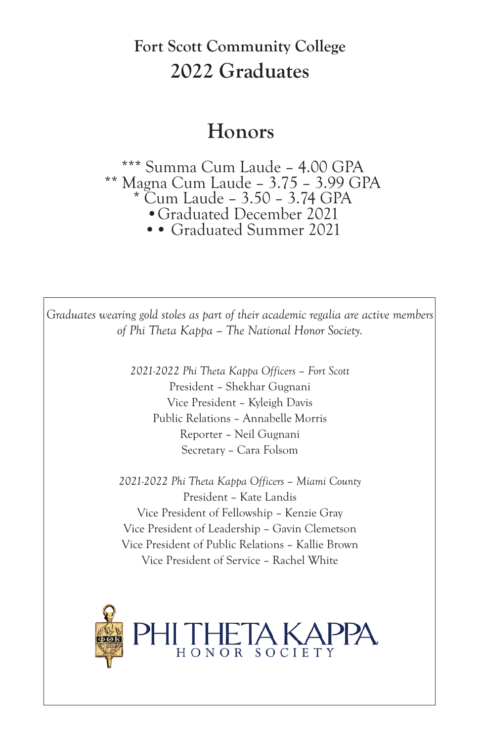# Fort Scott Community College
# 2022 Graduates

## Honors

*** Summa Cum Laude – 4.00 GPA
** Magna Cum Laude – 3.75 – 3.99 GPA
* Cum Laude – 3.50 – 3.74 GPA
• Graduated December 2021
• • Graduated Summer 2021

*Graduates wearing gold stoles as part of their academic regalia are active members of Phi Theta Kappa – The National Honor Society.*

*2021-2022 Phi Theta Kappa Officers – Fort Scott*
President – Shekhar Gugnani
Vice President – Kyleigh Davis
Public Relations – Annabelle Morris
Reporter – Neil Gugnani
Secretary – Cara Folsom

*2021-2022 Phi Theta Kappa Officers – Miami County*
President – Kate Landis
Vice President of Fellowship – Kenzie Gray
Vice President of Leadership – Gavin Clemetson
Vice President of Public Relations – Kallie Brown
Vice President of Service – Rachel White

PHI THETA KAPPA
HONOR SOCIETY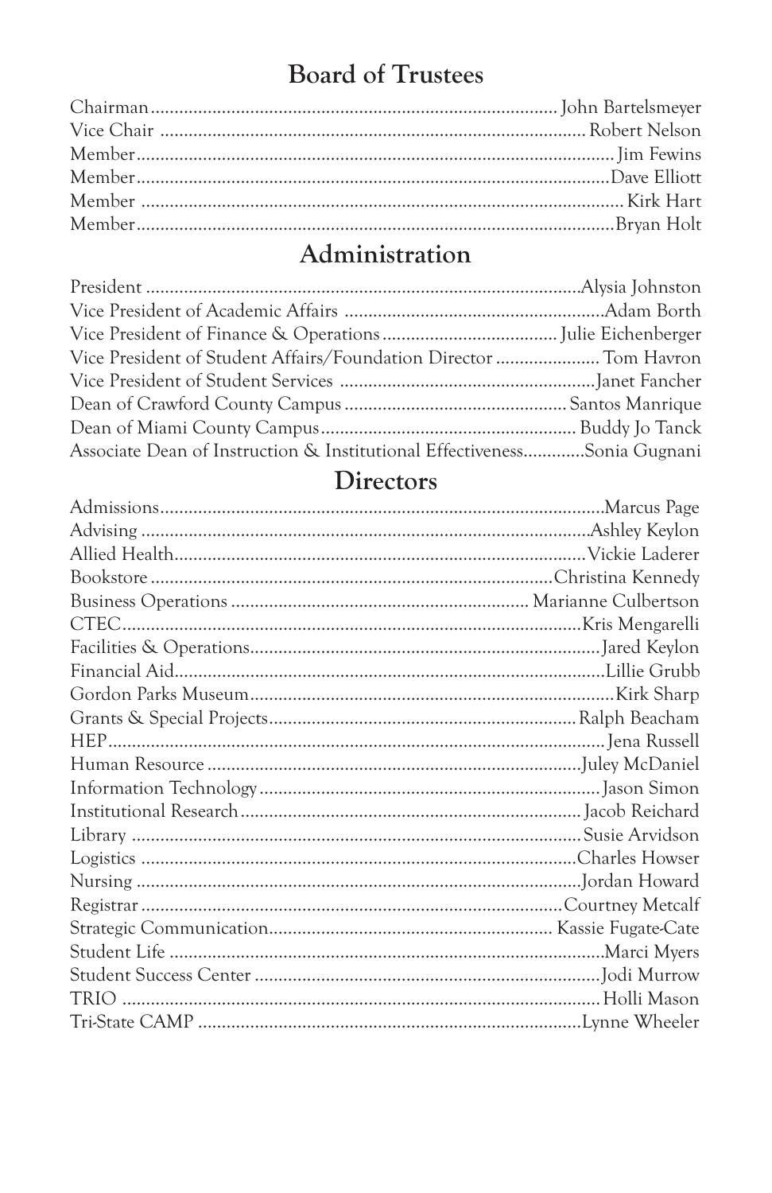## Board of Trustees

Chairman .................... John Bartelsmeyer
Vice Chair .................... Robert Nelson
Member .................... Jim Fewins
Member .................... Dave Elliott
Member .................... Kirk Hart
Member .................... Bryan Holt

## Administration

President .................... Alysia Johnston
Vice President of Academic Affairs .................... Adam Borth
Vice President of Finance & Operations .................... Julie Eichenberger
Vice President of Student Affairs/Foundation Director .................... Tom Havron
Vice President of Student Services .................... Janet Fancher
Dean of Crawford County Campus .................... Santos Manrique
Dean of Miami County Campus .................... Buddy Jo Tanck
Associate Dean of Instruction & Institutional Effectiveness .................... Sonia Gugnani

## Directors

Admissions .................... Marcus Page
Advising .................... Ashley Keylon
Allied Health .................... Vickie Laderer
Bookstore .................... Christina Kennedy
Business Operations .................... Marianne Culbertson
CTEC .................... Kris Mengarelli
Facilities & Operations .................... Jared Keylon
Financial Aid .................... Lillie Grubb
Gordon Parks Museum .................... Kirk Sharp
Grants & Special Projects .................... Ralph Beacham
HEP .................... Jena Russell
Human Resource .................... Juley McDaniel
Information Technology .................... Jason Simon
Institutional Research .................... Jacob Reichard
Library .................... Susie Arvidson
Logistics .................... Charles Howser
Nursing .................... Jordan Howard
Registrar .................... Courtney Metcalf
Strategic Communication .................... Kassie Fugate-Cate
Student Life .................... Marci Myers
Student Success Center .................... Jodi Murrow
TRIO .................... Holli Mason
Tri-State CAMP .................... Lynne Wheeler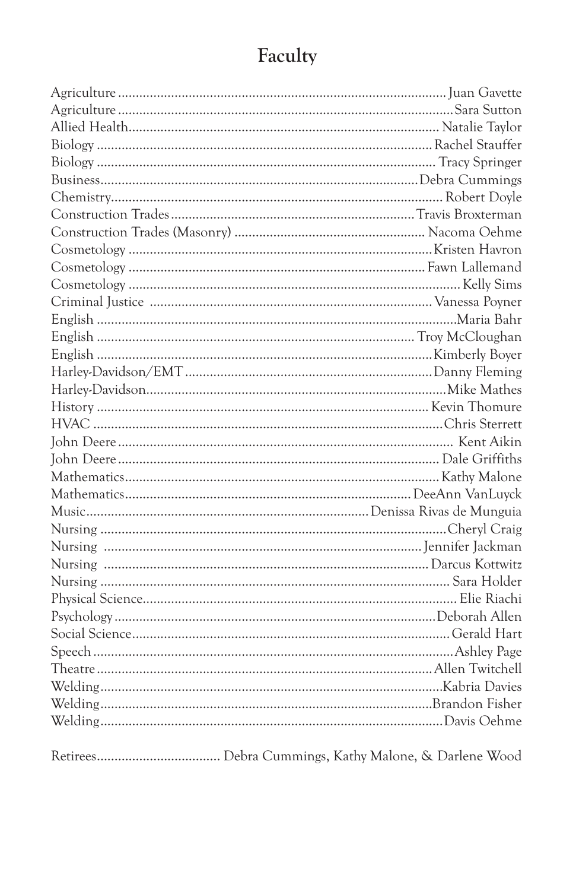# Faculty

| Department | Name |
|---|---|
| Agriculture | Juan Gavette |
| Agriculture | Sara Sutton |
| Allied Health | Natalie Taylor |
| Biology | Rachel Stauffer |
| Biology | Tracy Springer |
| Business | Debra Cummings |
| Chemistry | Robert Doyle |
| Construction Trades | Travis Broxterman |
| Construction Trades (Masonry) | Nacoma Oehme |
| Cosmetology | Kristen Havron |
| Cosmetology | Fawn Lallemand |
| Cosmetology | Kelly Sims |
| Criminal Justice | Vanessa Poyner |
| English | Maria Bahr |
| English | Troy McCloughan |
| English | Kimberly Boyer |
| Harley-Davidson/EMT | Danny Fleming |
| Harley-Davidson | Mike Mathes |
| History | Kevin Thomure |
| HVAC | Chris Sterrett |
| John Deere | Kent Aikin |
| John Deere | Dale Griffiths |
| Mathematics | Kathy Malone |
| Mathematics | DeeAnn VanLuyck |
| Music | Denissa Rivas de Munguia |
| Nursing | Cheryl Craig |
| Nursing | Jennifer Jackman |
| Nursing | Darcus Kottwitz |
| Nursing | Sara Holder |
| Physical Science | Elie Riachi |
| Psychology | Deborah Allen |
| Social Science | Gerald Hart |
| Speech | Ashley Page |
| Theatre | Allen Twitchell |
| Welding | Kabria Davies |
| Welding | Brandon Fisher |
| Welding | Davis Oehme |

Retirees.................................. Debra Cummings, Kathy Malone, & Darlene Wood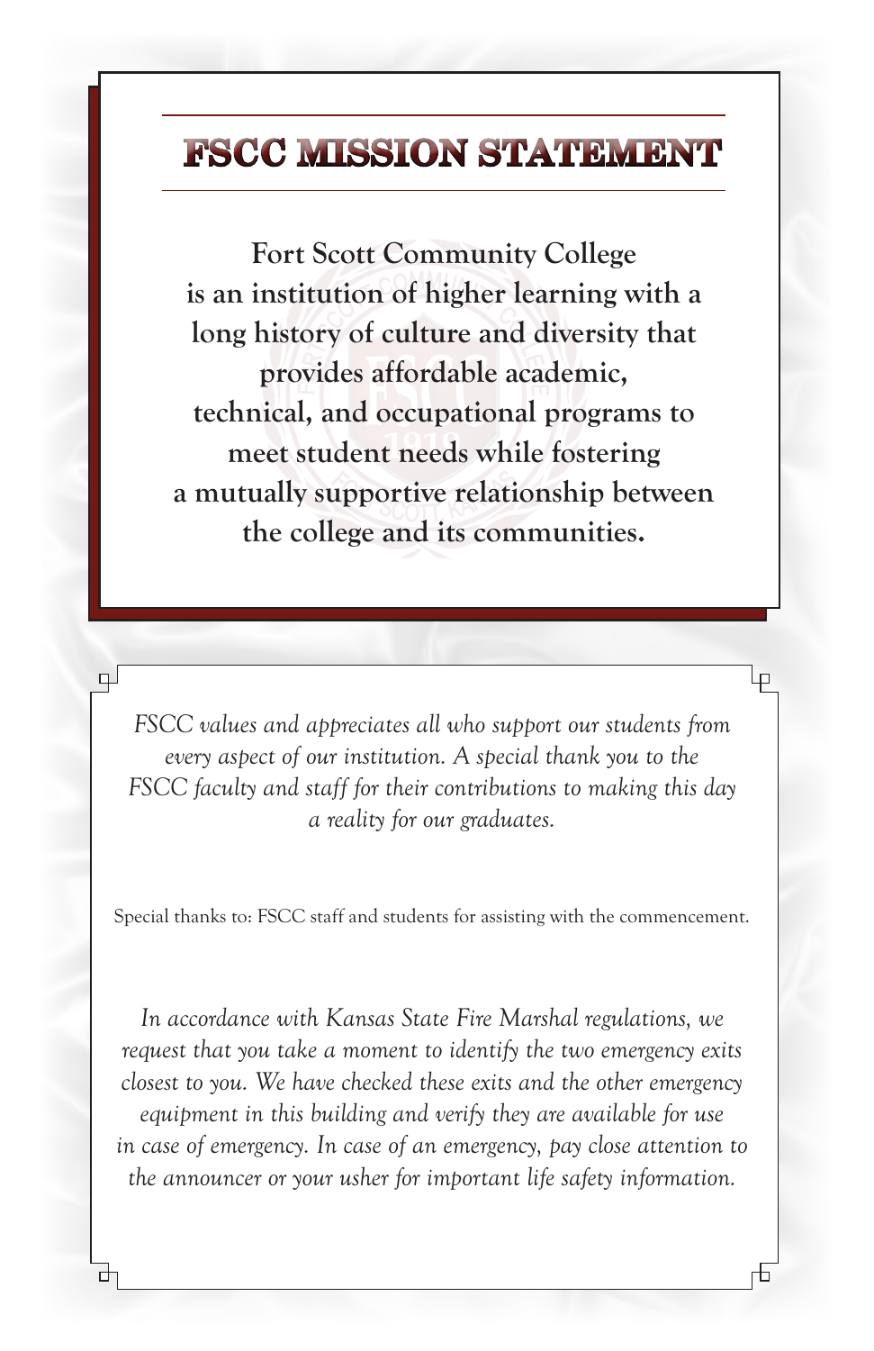# FSCC MISSION STATEMENT

**Fort Scott Community College is an institution of higher learning with a long history of culture and diversity that provides affordable academic, technical, and occupational programs to meet student needs while fostering a mutually supportive relationship between the college and its communities.**

*FSCC values and appreciates all who support our students from every aspect of our institution. A special thank you to the FSCC faculty and staff for their contributions to making this day a reality for our graduates.*

Special thanks to: FSCC staff and students for assisting with the commencement.

*In accordance with Kansas State Fire Marshal regulations, we request that you take a moment to identify the two emergency exits closest to you. We have checked these exits and the other emergency equipment in this building and verify they are available for use in case of emergency. In case of an emergency, pay close attention to the announcer or your usher for important life safety information.*